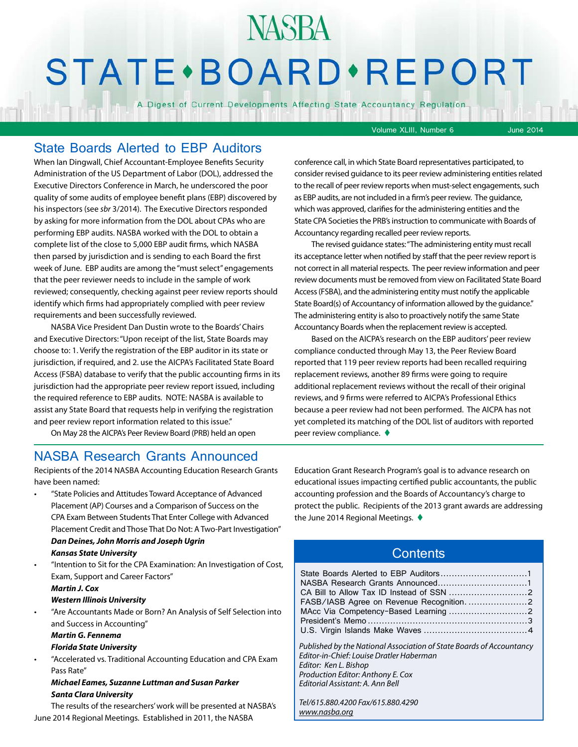# NASBA STATE • BOARD • REPORT

A Digest of Current Developments Affecting State Accountancy Regulation

Volume XLIII, Number 6 June 2014

## State Boards Alerted to EBP Auditors

When Ian Dingwall, Chief Accountant-Employee Benefits Security Administration of the US Department of Labor (DOL), addressed the Executive Directors Conference in March, he underscored the poor quality of some audits of employee benefit plans (EBP) discovered by his inspectors (see *sbr* 3/2014). The Executive Directors responded by asking for more information from the DOL about CPAs who are performing EBP audits. NASBA worked with the DOL to obtain a complete list of the close to 5,000 EBP audit firms, which NASBA then parsed by jurisdiction and is sending to each Board the first week of June. EBP audits are among the "must select" engagements that the peer reviewer needs to include in the sample of work reviewed; consequently, checking against peer review reports should identify which firms had appropriately complied with peer review requirements and been successfully reviewed.

NASBA Vice President Dan Dustin wrote to the Boards' Chairs and Executive Directors: "Upon receipt of the list, State Boards may choose to: 1. Verify the registration of the EBP auditor in its state or jurisdiction, if required, and 2. use the AICPA's Facilitated State Board Access (FSBA) database to verify that the public accounting firms in its jurisdiction had the appropriate peer review report issued, including the required reference to EBP audits. NOTE: NASBA is available to assist any State Board that requests help in verifying the registration and peer review report information related to this issue."

On May 28 the AICPA's Peer Review Board (PRB) held an open conference call, in which State Board representatives participated, to consider revised guidance to its peer review administering entities related to the recall of peer review reports when must-select engagements, such as EBP audits, are not included in a firm's peer review. The guidance, which was approved, clarifies for the administering entities and the State CPA Societies the PRB's instruction to communicate with Boards of Accountancy regarding recalled peer review reports.

The revised guidance states: "The administering entity must recall its acceptance letter when notified by staff that the peer review report is not correct in all material respects. The peer review information and peer review documents must be removed from view on Facilitated State Board Access (FSBA), and the administering entity must notify the applicable State Board(s) of Accountancy of information allowed by the guidance." The administering entity is also to proactively notify the same State Accountancy Boards when the replacement review is accepted.

Based on the AICPA's research on the EBP auditors' peer review compliance conducted through May 13, the Peer Review Board reported that 119 peer review reports had been recalled requiring replacement reviews, another 89 firms were going to require additional replacement reviews without the recall of their original reviews, and 9 firms were referred to AICPA's Professional Ethics because a peer review had not been performed. The AICPA has not yet completed its matching of the DOL list of auditors with reported peer review compliance. ♦

## NASBA Research Grants Announced

Recipients of the 2014 NASBA Accounting Education Research Grants have been named:

- "State Policies and Attitudes Toward Acceptance of Advanced Placement (AP) Courses and a Comparison of Success on the CPA Exam Between Students That Enter College with Advanced Placement Credit and Those That Do Not: A Two-Part Investigation"
  ***Dan Deines, John Morris and Joseph Ugrin***
  ***Kansas State University***
- "Intention to Sit for the CPA Examination: An Investigation of Cost, Exam, Support and Career Factors"
  ***Martin J. Cox***
  ***Western Illinois University***
- "Are Accountants Made or Born? An Analysis of Self Selection into and Success in Accounting"
  ***Martin G. Fennema***
  ***Florida State University***
- "Accelerated vs. Traditional Accounting Education and CPA Exam Pass Rate"
  ***Michael Eames, Suzanne Luttman and Susan Parker***
  ***Santa Clara University***

The results of the researchers' work will be presented at NASBA's June 2014 Regional Meetings. Established in 2011, the NASBA Education Grant Research Program's goal is to advance research on educational issues impacting certified public accountants, the public accounting profession and the Boards of Accountancy's charge to protect the public. Recipients of the 2013 grant awards are addressing the June 2014 Regional Meetings. ♦

## Contents

| | |
|---|---|
| State Boards Alerted to EBP Auditors | 1 |
| NASBA Research Grants Announced | 1 |
| CA Bill to Allow Tax ID Instead of SSN | 2 |
| FASB/IASB Agree on Revenue Recognition | 2 |
| MAcc Via Competency-Based Learning | 2 |
| President's Memo | 3 |
| U.S. Virgin Islands Make Waves | 4 |

*Published by the National Association of State Boards of Accountancy*
*Editor-in-Chief: Louise Dratler Haberman*
*Editor: Ken L. Bishop*
*Production Editor: Anthony E. Cox*
*Editorial Assistant: A. Ann Bell*

*Tel/615.880.4200 Fax/615.880.4290*
*www.nasba.org*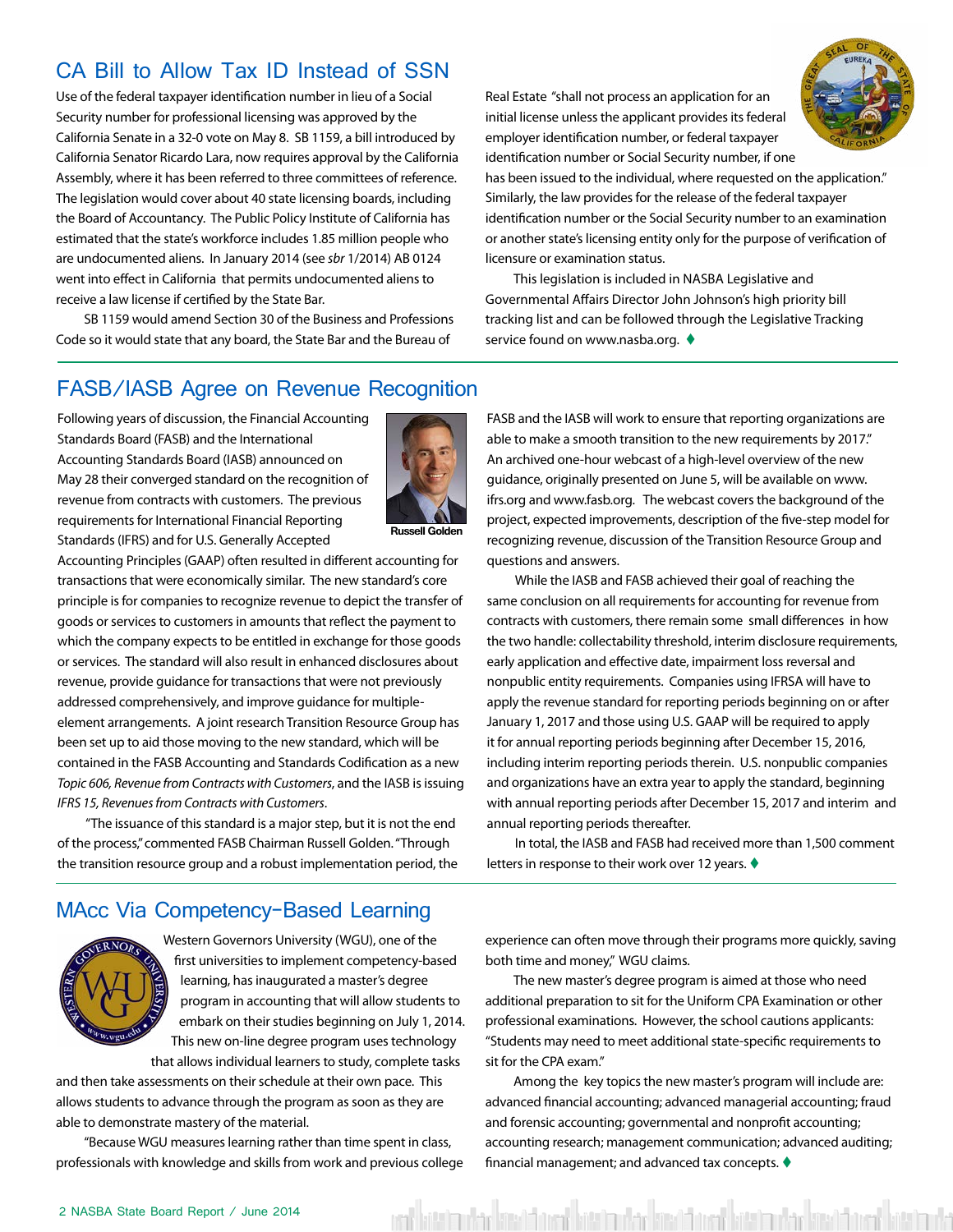## CA Bill to Allow Tax ID Instead of SSN

Use of the federal taxpayer identification number in lieu of a Social Security number for professional licensing was approved by the California Senate in a 32-0 vote on May 8. SB 1159, a bill introduced by California Senator Ricardo Lara, now requires approval by the California Assembly, where it has been referred to three committees of reference. The legislation would cover about 40 state licensing boards, including the Board of Accountancy. The Public Policy Institute of California has estimated that the state's workforce includes 1.85 million people who are undocumented aliens. In January 2014 (see *sbr* 1/2014) AB 0124 went into effect in California that permits undocumented aliens to receive a law license if certified by the State Bar.

SB 1159 would amend Section 30 of the Business and Professions Code so it would state that any board, the State Bar and the Bureau of Real Estate "shall not process an application for an initial license unless the applicant provides its federal employer identification number, or federal taxpayer identification number or Social Security number, if one has been issued to the individual, where requested on the application." Similarly, the law provides for the release of the federal taxpayer identification number or the Social Security number to an examination or another state's licensing entity only for the purpose of verification of licensure or examination status.

This legislation is included in NASBA Legislative and Governmental Affairs Director John Johnson's high priority bill tracking list and can be followed through the Legislative Tracking service found on www.nasba.org. ♦

## FASB/IASB Agree on Revenue Recognition

Following years of discussion, the Financial Accounting Standards Board (FASB) and the International Accounting Standards Board (IASB) announced on May 28 their converged standard on the recognition of revenue from contracts with customers. The previous requirements for International Financial Reporting Standards (IFRS) and for U.S. Generally Accepted Accounting Principles (GAAP) often resulted in different accounting for transactions that were economically similar. The new standard's core principle is for companies to recognize revenue to depict the transfer of goods or services to customers in amounts that reflect the payment to which the company expects to be entitled in exchange for those goods or services. The standard will also result in enhanced disclosures about revenue, provide guidance for transactions that were not previously addressed comprehensively, and improve guidance for multiple-element arrangements. A joint research Transition Resource Group has been set up to aid those moving to the new standard, which will be contained in the FASB Accounting and Standards Codification as a new *Topic 606, Revenue from Contracts with Customers*, and the IASB is issuing *IFRS 15, Revenues from Contracts with Customers*.

Russell Golden

"The issuance of this standard is a major step, but it is not the end of the process," commented FASB Chairman Russell Golden. "Through the transition resource group and a robust implementation period, the FASB and the IASB will work to ensure that reporting organizations are able to make a smooth transition to the new requirements by 2017." An archived one-hour webcast of a high-level overview of the new guidance, originally presented on June 5, will be available on www.ifrs.org and www.fasb.org. The webcast covers the background of the project, expected improvements, description of the five-step model for recognizing revenue, discussion of the Transition Resource Group and questions and answers.

While the IASB and FASB achieved their goal of reaching the same conclusion on all requirements for accounting for revenue from contracts with customers, there remain some small differences in how the two handle: collectability threshold, interim disclosure requirements, early application and effective date, impairment loss reversal and nonpublic entity requirements. Companies using IFRSA will have to apply the revenue standard for reporting periods beginning on or after January 1, 2017 and those using U.S. GAAP will be required to apply it for annual reporting periods beginning after December 15, 2016, including interim reporting periods therein. U.S. nonpublic companies and organizations have an extra year to apply the standard, beginning with annual reporting periods after December 15, 2017 and interim and annual reporting periods thereafter.

In total, the IASB and FASB had received more than 1,500 comment letters in response to their work over 12 years. ♦

## MAcc Via Competency-Based Learning

Western Governors University (WGU), one of the first universities to implement competency-based learning, has inaugurated a master's degree program in accounting that will allow students to embark on their studies beginning on July 1, 2014. This new on-line degree program uses technology that allows individual learners to study, complete tasks and then take assessments on their schedule at their own pace. This allows students to advance through the program as soon as they are able to demonstrate mastery of the material.

"Because WGU measures learning rather than time spent in class, professionals with knowledge and skills from work and previous college experience can often move through their programs more quickly, saving both time and money," WGU claims.

The new master's degree program is aimed at those who need additional preparation to sit for the Uniform CPA Examination or other professional examinations. However, the school cautions applicants: "Students may need to meet additional state-specific requirements to sit for the CPA exam."

Among the key topics the new master's program will include are: advanced financial accounting; advanced managerial accounting; fraud and forensic accounting; governmental and nonprofit accounting; accounting research; management communication; advanced auditing; financial management; and advanced tax concepts. ♦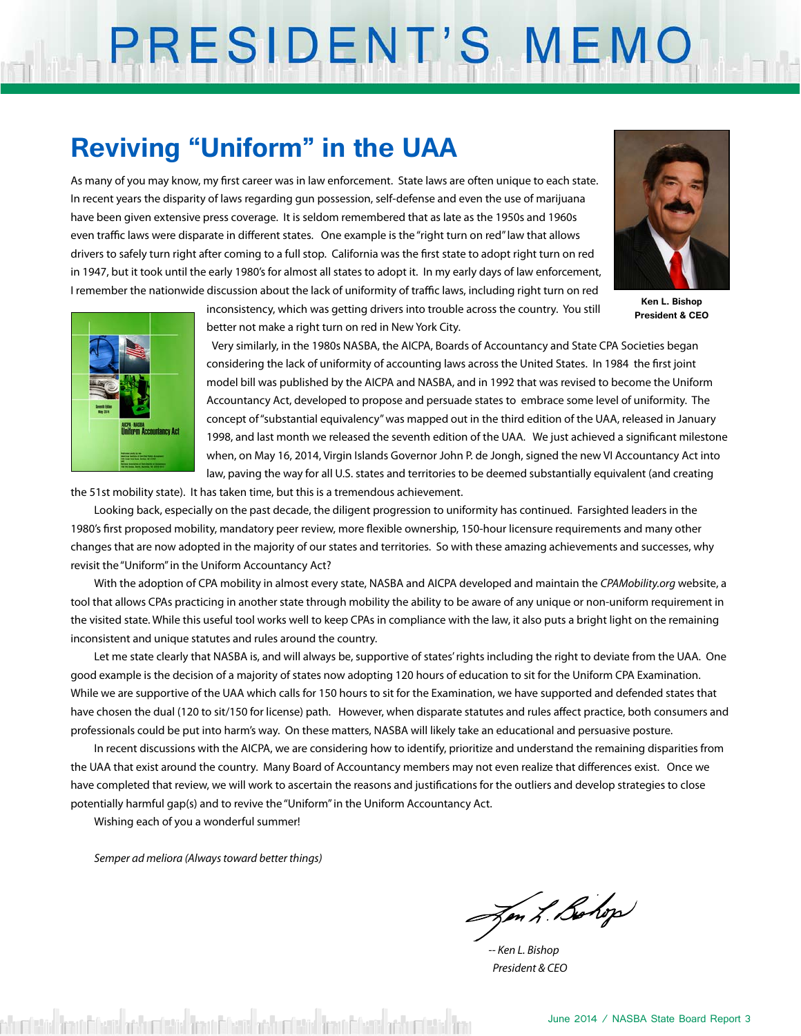# PRESIDENT'S MEMO

## Reviving "Uniform" in the UAA

Ken L. Bishop
President & CEO

As many of you may know, my first career was in law enforcement. State laws are often unique to each state. In recent years the disparity of laws regarding gun possession, self-defense and even the use of marijuana have been given extensive press coverage. It is seldom remembered that as late as the 1950s and 1960s even traffic laws were disparate in different states. One example is the "right turn on red" law that allows drivers to safely turn right after coming to a full stop. California was the first state to adopt right turn on red in 1947, but it took until the early 1980's for almost all states to adopt it. In my early days of law enforcement, I remember the nationwide discussion about the lack of uniformity of traffic laws, including right turn on red inconsistency, which was getting drivers into trouble across the country. You still better not make a right turn on red in New York City.

Very similarly, in the 1980s NASBA, the AICPA, Boards of Accountancy and State CPA Societies began considering the lack of uniformity of accounting laws across the United States. In 1984 the first joint model bill was published by the AICPA and NASBA, and in 1992 that was revised to become the Uniform Accountancy Act, developed to propose and persuade states to embrace some level of uniformity. The concept of "substantial equivalency" was mapped out in the third edition of the UAA, released in January 1998, and last month we released the seventh edition of the UAA. We just achieved a significant milestone when, on May 16, 2014, Virgin Islands Governor John P. de Jongh, signed the new VI Accountancy Act into law, paving the way for all U.S. states and territories to be deemed substantially equivalent (and creating the 51st mobility state). It has taken time, but this is a tremendous achievement.

Looking back, especially on the past decade, the diligent progression to uniformity has continued. Farsighted leaders in the 1980's first proposed mobility, mandatory peer review, more flexible ownership, 150-hour licensure requirements and many other changes that are now adopted in the majority of our states and territories. So with these amazing achievements and successes, why revisit the "Uniform" in the Uniform Accountancy Act?

With the adoption of CPA mobility in almost every state, NASBA and AICPA developed and maintain the *CPAMobility.org* website, a tool that allows CPAs practicing in another state through mobility the ability to be aware of any unique or non-uniform requirement in the visited state. While this useful tool works well to keep CPAs in compliance with the law, it also puts a bright light on the remaining inconsistent and unique statutes and rules around the country.

Let me state clearly that NASBA is, and will always be, supportive of states' rights including the right to deviate from the UAA. One good example is the decision of a majority of states now adopting 120 hours of education to sit for the Uniform CPA Examination. While we are supportive of the UAA which calls for 150 hours to sit for the Examination, we have supported and defended states that have chosen the dual (120 to sit/150 for license) path. However, when disparate statutes and rules affect practice, both consumers and professionals could be put into harm's way. On these matters, NASBA will likely take an educational and persuasive posture.

In recent discussions with the AICPA, we are considering how to identify, prioritize and understand the remaining disparities from the UAA that exist around the country. Many Board of Accountancy members may not even realize that differences exist. Once we have completed that review, we will work to ascertain the reasons and justifications for the outliers and develop strategies to close potentially harmful gap(s) and to revive the "Uniform" in the Uniform Accountancy Act.

Wishing each of you a wonderful summer!

*Semper ad meliora (Always toward better things)*

*-- Ken L. Bishop*
*President & CEO*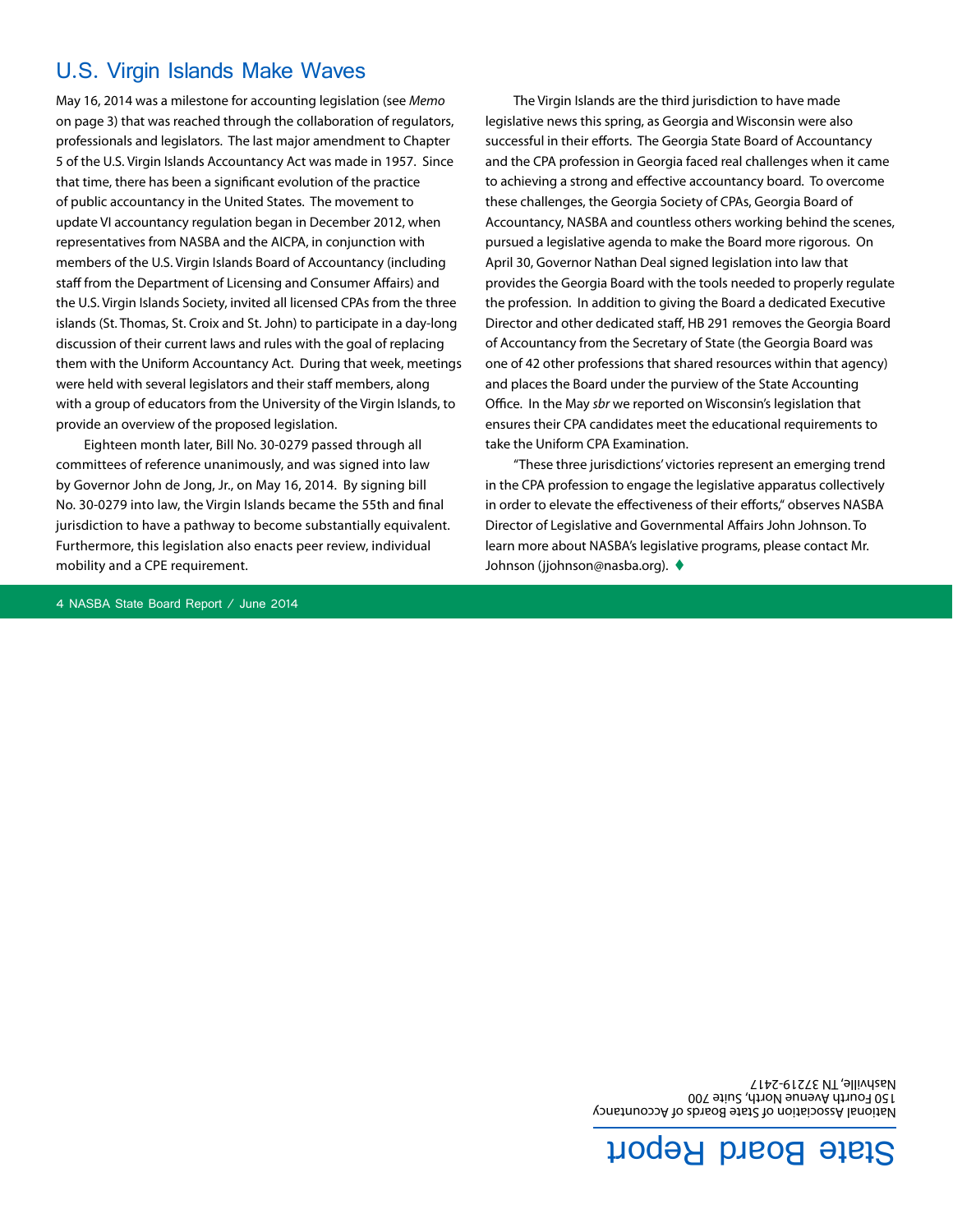## U.S. Virgin Islands Make Waves

May 16, 2014 was a milestone for accounting legislation (see *Memo* on page 3) that was reached through the collaboration of regulators, professionals and legislators. The last major amendment to Chapter 5 of the U.S. Virgin Islands Accountancy Act was made in 1957. Since that time, there has been a significant evolution of the practice of public accountancy in the United States. The movement to update VI accountancy regulation began in December 2012, when representatives from NASBA and the AICPA, in conjunction with members of the U.S. Virgin Islands Board of Accountancy (including staff from the Department of Licensing and Consumer Affairs) and the U.S. Virgin Islands Society, invited all licensed CPAs from the three islands (St. Thomas, St. Croix and St. John) to participate in a day-long discussion of their current laws and rules with the goal of replacing them with the Uniform Accountancy Act. During that week, meetings were held with several legislators and their staff members, along with a group of educators from the University of the Virgin Islands, to provide an overview of the proposed legislation.

Eighteen month later, Bill No. 30-0279 passed through all committees of reference unanimously, and was signed into law by Governor John de Jong, Jr., on May 16, 2014. By signing bill No. 30-0279 into law, the Virgin Islands became the 55th and final jurisdiction to have a pathway to become substantially equivalent. Furthermore, this legislation also enacts peer review, individual mobility and a CPE requirement.

The Virgin Islands are the third jurisdiction to have made legislative news this spring, as Georgia and Wisconsin were also successful in their efforts. The Georgia State Board of Accountancy and the CPA profession in Georgia faced real challenges when it came to achieving a strong and effective accountancy board. To overcome these challenges, the Georgia Society of CPAs, Georgia Board of Accountancy, NASBA and countless others working behind the scenes, pursued a legislative agenda to make the Board more rigorous. On April 30, Governor Nathan Deal signed legislation into law that provides the Georgia Board with the tools needed to properly regulate the profession. In addition to giving the Board a dedicated Executive Director and other dedicated staff, HB 291 removes the Georgia Board of Accountancy from the Secretary of State (the Georgia Board was one of 42 other professions that shared resources within that agency) and places the Board under the purview of the State Accounting Office. In the May *sbr* we reported on Wisconsin's legislation that ensures their CPA candidates meet the educational requirements to take the Uniform CPA Examination.

"These three jurisdictions' victories represent an emerging trend in the CPA profession to engage the legislative apparatus collectively in order to elevate the effectiveness of their efforts," observes NASBA Director of Legislative and Governmental Affairs John Johnson. To learn more about NASBA's legislative programs, please contact Mr. Johnson (jjohnson@nasba.org). ♦

State Board Report

National Association of State Boards of Accountancy
150 Fourth Avenue North, Suite 700
Nashville, TN 37219-2417